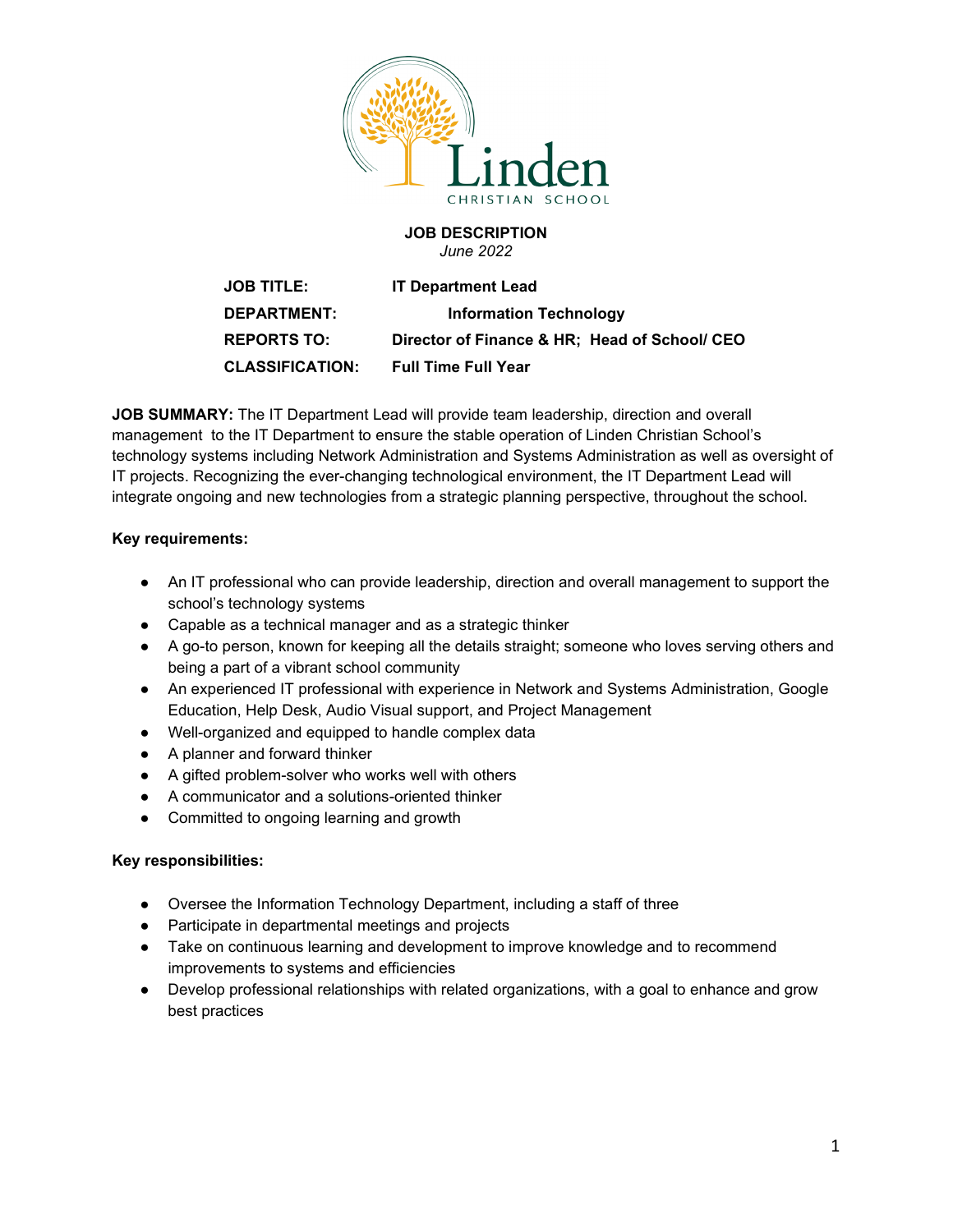Linden CHRISTIAN SCHOOL

**JOB DESCRIPTION**
*June 2022*

| | |
|---|---|
| **JOB TITLE:** | **IT Department Lead** |
| **DEPARTMENT:** | **Information Technology** |
| **REPORTS TO:** | **Director of Finance & HR; Head of School/ CEO** |
| **CLASSIFICATION:** | **Full Time Full Year** |

**JOB SUMMARY:** The IT Department Lead will provide team leadership, direction and overall management to the IT Department to ensure the stable operation of Linden Christian School's technology systems including Network Administration and Systems Administration as well as oversight of IT projects. Recognizing the ever-changing technological environment, the IT Department Lead will integrate ongoing and new technologies from a strategic planning perspective, throughout the school.

**Key requirements:**

- An IT professional who can provide leadership, direction and overall management to support the school's technology systems
- Capable as a technical manager and as a strategic thinker
- A go-to person, known for keeping all the details straight; someone who loves serving others and being a part of a vibrant school community
- An experienced IT professional with experience in Network and Systems Administration, Google Education, Help Desk, Audio Visual support, and Project Management
- Well-organized and equipped to handle complex data
- A planner and forward thinker
- A gifted problem-solver who works well with others
- A communicator and a solutions-oriented thinker
- Committed to ongoing learning and growth

**Key responsibilities:**

- Oversee the Information Technology Department, including a staff of three
- Participate in departmental meetings and projects
- Take on continuous learning and development to improve knowledge and to recommend improvements to systems and efficiencies
- Develop professional relationships with related organizations, with a goal to enhance and grow best practices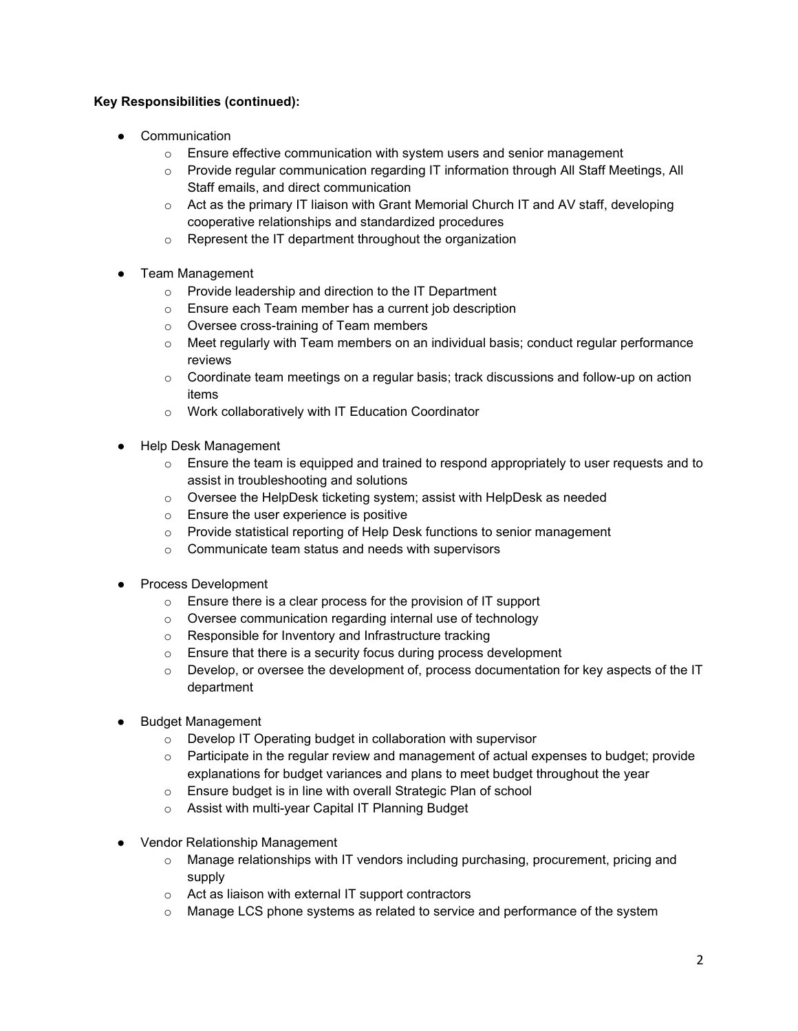**Key Responsibilities (continued):**

- Communication
  - Ensure effective communication with system users and senior management
  - Provide regular communication regarding IT information through All Staff Meetings, All Staff emails, and direct communication
  - Act as the primary IT liaison with Grant Memorial Church IT and AV staff, developing cooperative relationships and standardized procedures
  - Represent the IT department throughout the organization
- Team Management
  - Provide leadership and direction to the IT Department
  - Ensure each Team member has a current job description
  - Oversee cross-training of Team members
  - Meet regularly with Team members on an individual basis; conduct regular performance reviews
  - Coordinate team meetings on a regular basis; track discussions and follow-up on action items
  - Work collaboratively with IT Education Coordinator
- Help Desk Management
  - Ensure the team is equipped and trained to respond appropriately to user requests and to assist in troubleshooting and solutions
  - Oversee the HelpDesk ticketing system; assist with HelpDesk as needed
  - Ensure the user experience is positive
  - Provide statistical reporting of Help Desk functions to senior management
  - Communicate team status and needs with supervisors
- Process Development
  - Ensure there is a clear process for the provision of IT support
  - Oversee communication regarding internal use of technology
  - Responsible for Inventory and Infrastructure tracking
  - Ensure that there is a security focus during process development
  - Develop, or oversee the development of, process documentation for key aspects of the IT department
- Budget Management
  - Develop IT Operating budget in collaboration with supervisor
  - Participate in the regular review and management of actual expenses to budget; provide explanations for budget variances and plans to meet budget throughout the year
  - Ensure budget is in line with overall Strategic Plan of school
  - Assist with multi-year Capital IT Planning Budget
- Vendor Relationship Management
  - Manage relationships with IT vendors including purchasing, procurement, pricing and supply
  - Act as liaison with external IT support contractors
  - Manage LCS phone systems as related to service and performance of the system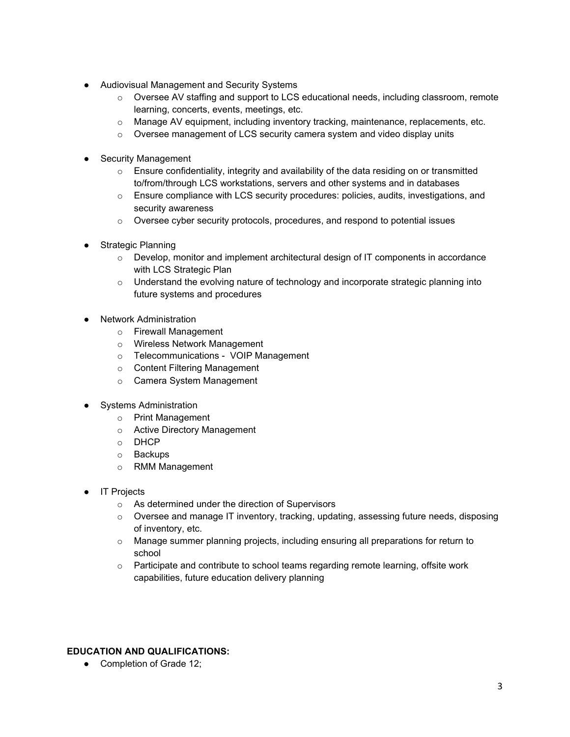- Audiovisual Management and Security Systems
  - Oversee AV staffing and support to LCS educational needs, including classroom, remote learning, concerts, events, meetings, etc.
  - Manage AV equipment, including inventory tracking, maintenance, replacements, etc.
  - Oversee management of LCS security camera system and video display units

- Security Management
  - Ensure confidentiality, integrity and availability of the data residing on or transmitted to/from/through LCS workstations, servers and other systems and in databases
  - Ensure compliance with LCS security procedures: policies, audits, investigations, and security awareness
  - Oversee cyber security protocols, procedures, and respond to potential issues

- Strategic Planning
  - Develop, monitor and implement architectural design of IT components in accordance with LCS Strategic Plan
  - Understand the evolving nature of technology and incorporate strategic planning into future systems and procedures

- Network Administration
  - Firewall Management
  - Wireless Network Management
  - Telecommunications - VOIP Management
  - Content Filtering Management
  - Camera System Management

- Systems Administration
  - Print Management
  - Active Directory Management
  - DHCP
  - Backups
  - RMM Management

- IT Projects
  - As determined under the direction of Supervisors
  - Oversee and manage IT inventory, tracking, updating, assessing future needs, disposing of inventory, etc.
  - Manage summer planning projects, including ensuring all preparations for return to school
  - Participate and contribute to school teams regarding remote learning, offsite work capabilities, future education delivery planning

**EDUCATION AND QUALIFICATIONS:**

- Completion of Grade 12;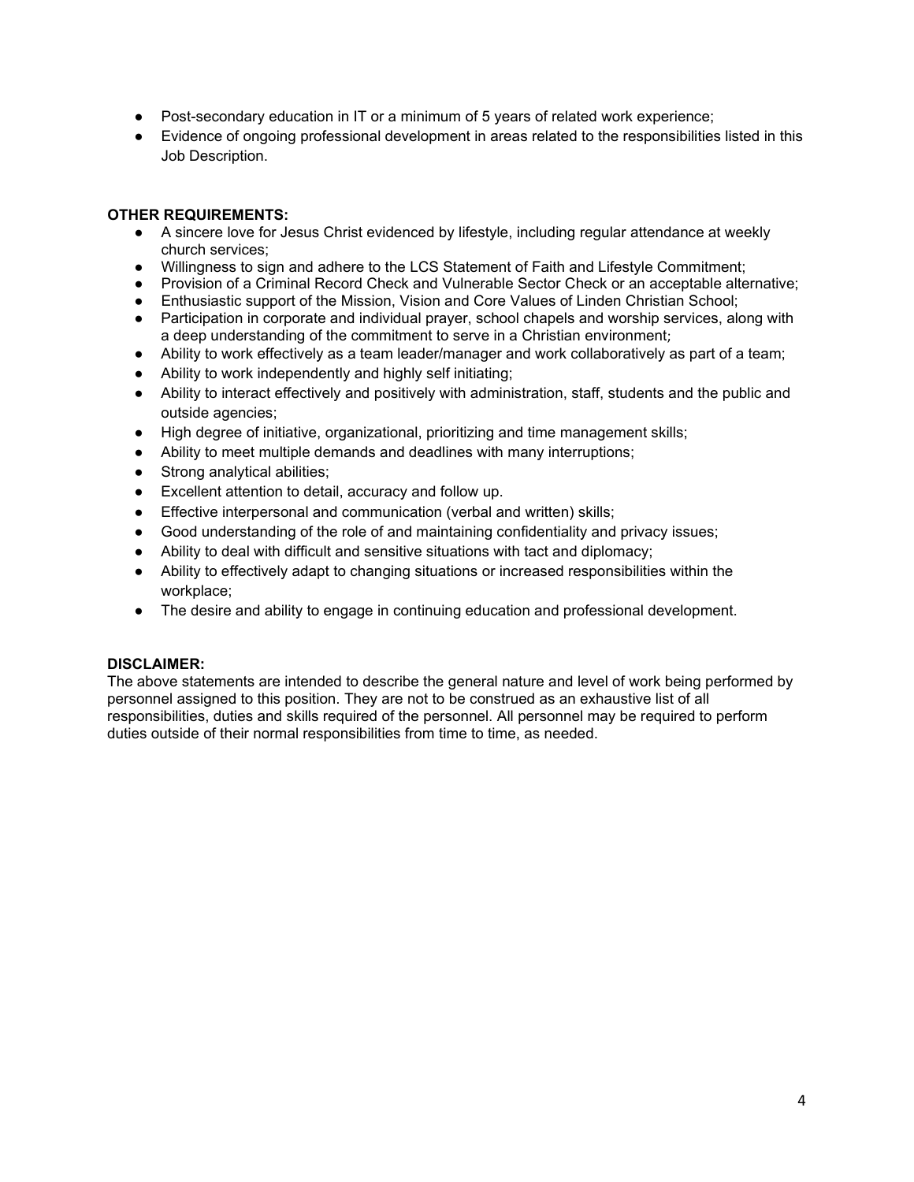- Post-secondary education in IT or a minimum of 5 years of related work experience;
- Evidence of ongoing professional development in areas related to the responsibilities listed in this Job Description.

**OTHER REQUIREMENTS:**

- A sincere love for Jesus Christ evidenced by lifestyle, including regular attendance at weekly church services;
- Willingness to sign and adhere to the LCS Statement of Faith and Lifestyle Commitment;
- Provision of a Criminal Record Check and Vulnerable Sector Check or an acceptable alternative;
- Enthusiastic support of the Mission, Vision and Core Values of Linden Christian School;
- Participation in corporate and individual prayer, school chapels and worship services, along with a deep understanding of the commitment to serve in a Christian environment;
- Ability to work effectively as a team leader/manager and work collaboratively as part of a team;
- Ability to work independently and highly self initiating;
- Ability to interact effectively and positively with administration, staff, students and the public and outside agencies;
- High degree of initiative, organizational, prioritizing and time management skills;
- Ability to meet multiple demands and deadlines with many interruptions;
- Strong analytical abilities;
- Excellent attention to detail, accuracy and follow up.
- Effective interpersonal and communication (verbal and written) skills;
- Good understanding of the role of and maintaining confidentiality and privacy issues;
- Ability to deal with difficult and sensitive situations with tact and diplomacy;
- Ability to effectively adapt to changing situations or increased responsibilities within the workplace;
- The desire and ability to engage in continuing education and professional development.

**DISCLAIMER:**

The above statements are intended to describe the general nature and level of work being performed by personnel assigned to this position. They are not to be construed as an exhaustive list of all responsibilities, duties and skills required of the personnel. All personnel may be required to perform duties outside of their normal responsibilities from time to time, as needed.